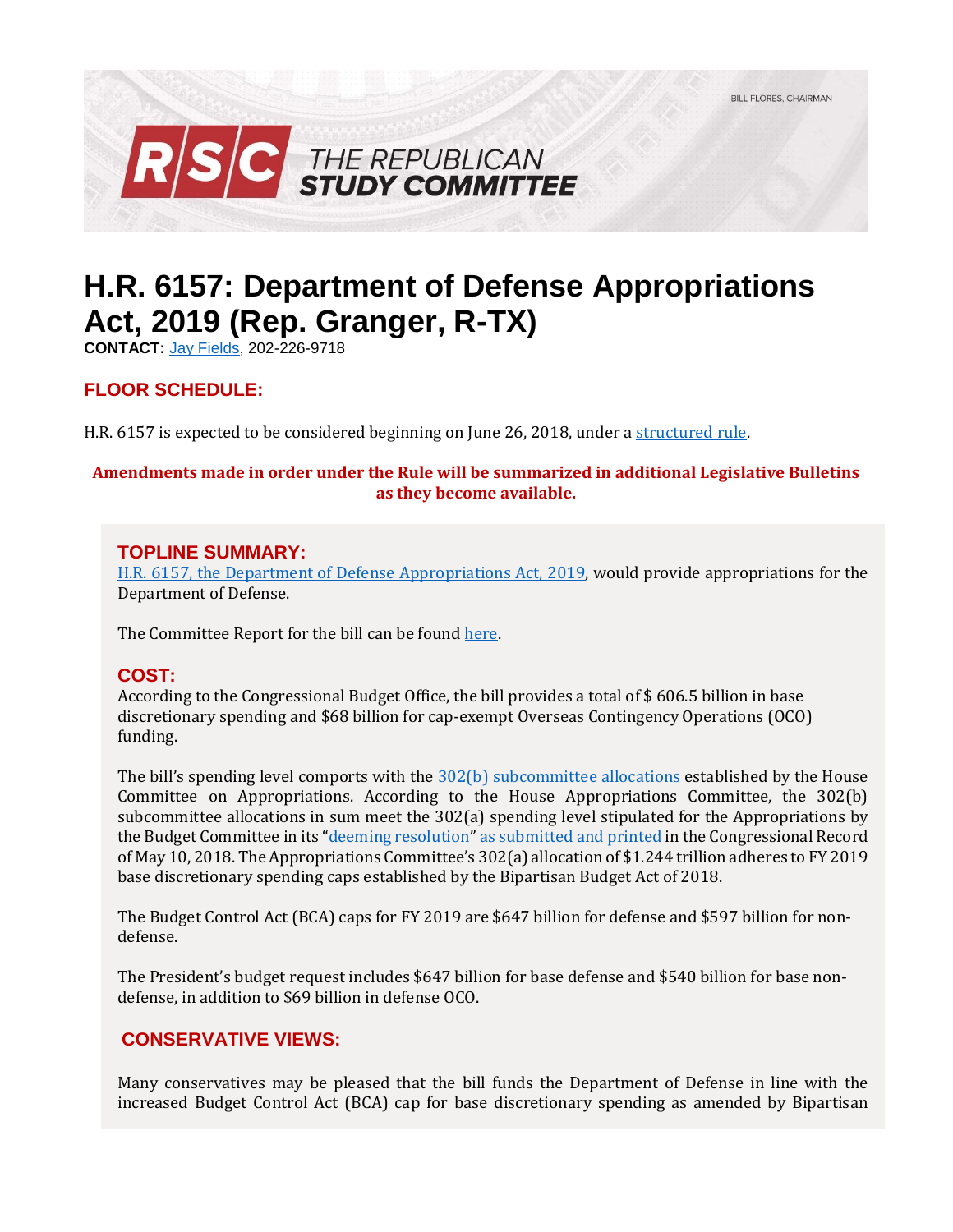BILL FLORES, CHAIRMAN

RSC THE REPUBLICAN STUDY COMMITTEE

# H.R. 6157: Department of Defense Appropriations Act, 2019 (Rep. Granger, R-TX)

**CONTACT:** Jay Fields, 202-226-9718

## FLOOR SCHEDULE:

H.R. 6157 is expected to be considered beginning on June 26, 2018, under a structured rule.

**Amendments made in order under the Rule will be summarized in additional Legislative Bulletins as they become available.**

## TOPLINE SUMMARY:

H.R. 6157, the Department of Defense Appropriations Act, 2019, would provide appropriations for the Department of Defense.

The Committee Report for the bill can be found here.

## COST:

According to the Congressional Budget Office, the bill provides a total of $ 606.5 billion in base discretionary spending and $68 billion for cap-exempt Overseas Contingency Operations (OCO) funding.

The bill's spending level comports with the 302(b) subcommittee allocations established by the House Committee on Appropriations. According to the House Appropriations Committee, the 302(b) subcommittee allocations in sum meet the 302(a) spending level stipulated for the Appropriations by the Budget Committee in its "deeming resolution" as submitted and printed in the Congressional Record of May 10, 2018. The Appropriations Committee's 302(a) allocation of $1.244 trillion adheres to FY 2019 base discretionary spending caps established by the Bipartisan Budget Act of 2018.

The Budget Control Act (BCA) caps for FY 2019 are $647 billion for defense and $597 billion for non-defense.

The President's budget request includes $647 billion for base defense and $540 billion for base non-defense, in addition to $69 billion in defense OCO.

## CONSERVATIVE VIEWS:

Many conservatives may be pleased that the bill funds the Department of Defense in line with the increased Budget Control Act (BCA) cap for base discretionary spending as amended by Bipartisan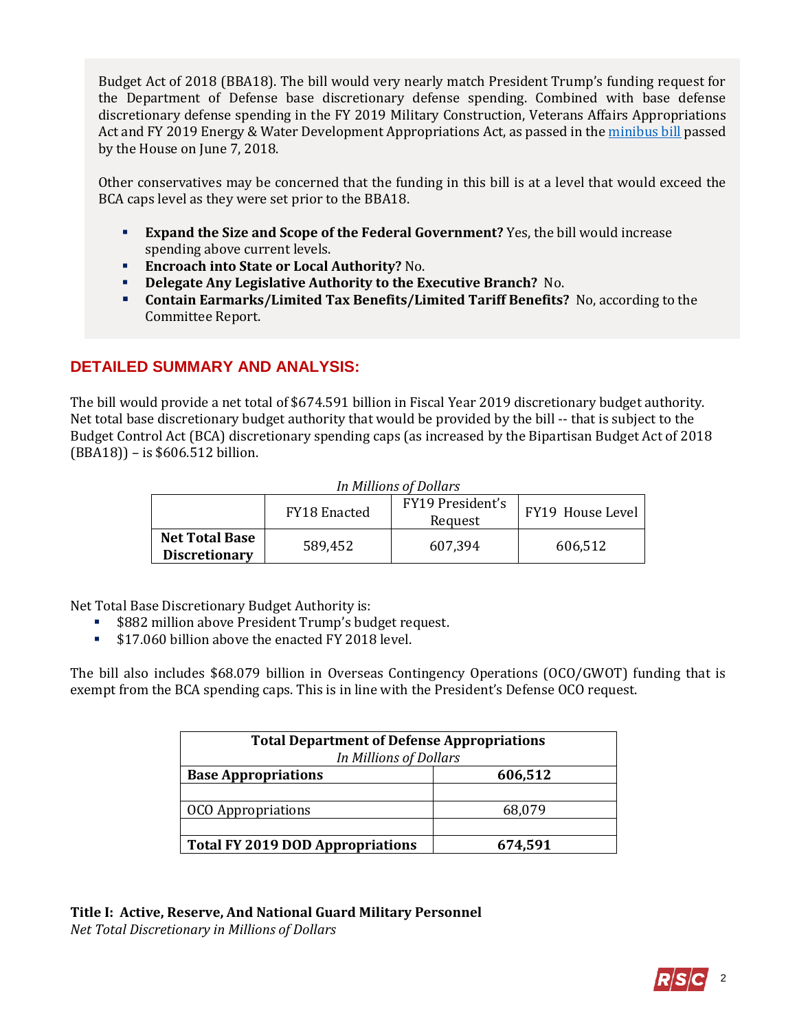Budget Act of 2018 (BBA18). The bill would very nearly match President Trump's funding request for the Department of Defense base discretionary defense spending. Combined with base defense discretionary defense spending in the FY 2019 Military Construction, Veterans Affairs Appropriations Act and FY 2019 Energy & Water Development Appropriations Act, as passed in the minibus bill passed by the House on June 7, 2018.

Other conservatives may be concerned that the funding in this bill is at a level that would exceed the BCA caps level as they were set prior to the BBA18.

- **Expand the Size and Scope of the Federal Government?** Yes, the bill would increase spending above current levels.
- **Encroach into State or Local Authority?** No.
- **Delegate Any Legislative Authority to the Executive Branch?** No.
- **Contain Earmarks/Limited Tax Benefits/Limited Tariff Benefits?** No, according to the Committee Report.

## DETAILED SUMMARY AND ANALYSIS:

The bill would provide a net total of $674.591 billion in Fiscal Year 2019 discretionary budget authority. Net total base discretionary budget authority that would be provided by the bill -- that is subject to the Budget Control Act (BCA) discretionary spending caps (as increased by the Bipartisan Budget Act of 2018 (BBA18)) – is $606.512 billion.

*In Millions of Dollars*

| | FY18 Enacted | FY19 President's Request | FY19 House Level |
|---|---|---|---|
| **Net Total Base Discretionary** | 589,452 | 607,394 | 606,512 |

Net Total Base Discretionary Budget Authority is:

- $882 million above President Trump's budget request.
- $17.060 billion above the enacted FY 2018 level.

The bill also includes $68.079 billion in Overseas Contingency Operations (OCO/GWOT) funding that is exempt from the BCA spending caps. This is in line with the President's Defense OCO request.

| **Total Department of Defense Appropriations** *In Millions of Dollars* | |
|---|---|
| **Base Appropriations** | **606,512** |
| | |
| OCO Appropriations | 68,079 |
| | |
| **Total FY 2019 DOD Appropriations** | **674,591** |

**Title I: Active, Reserve, And National Guard Military Personnel**
*Net Total Discretionary in Millions of Dollars*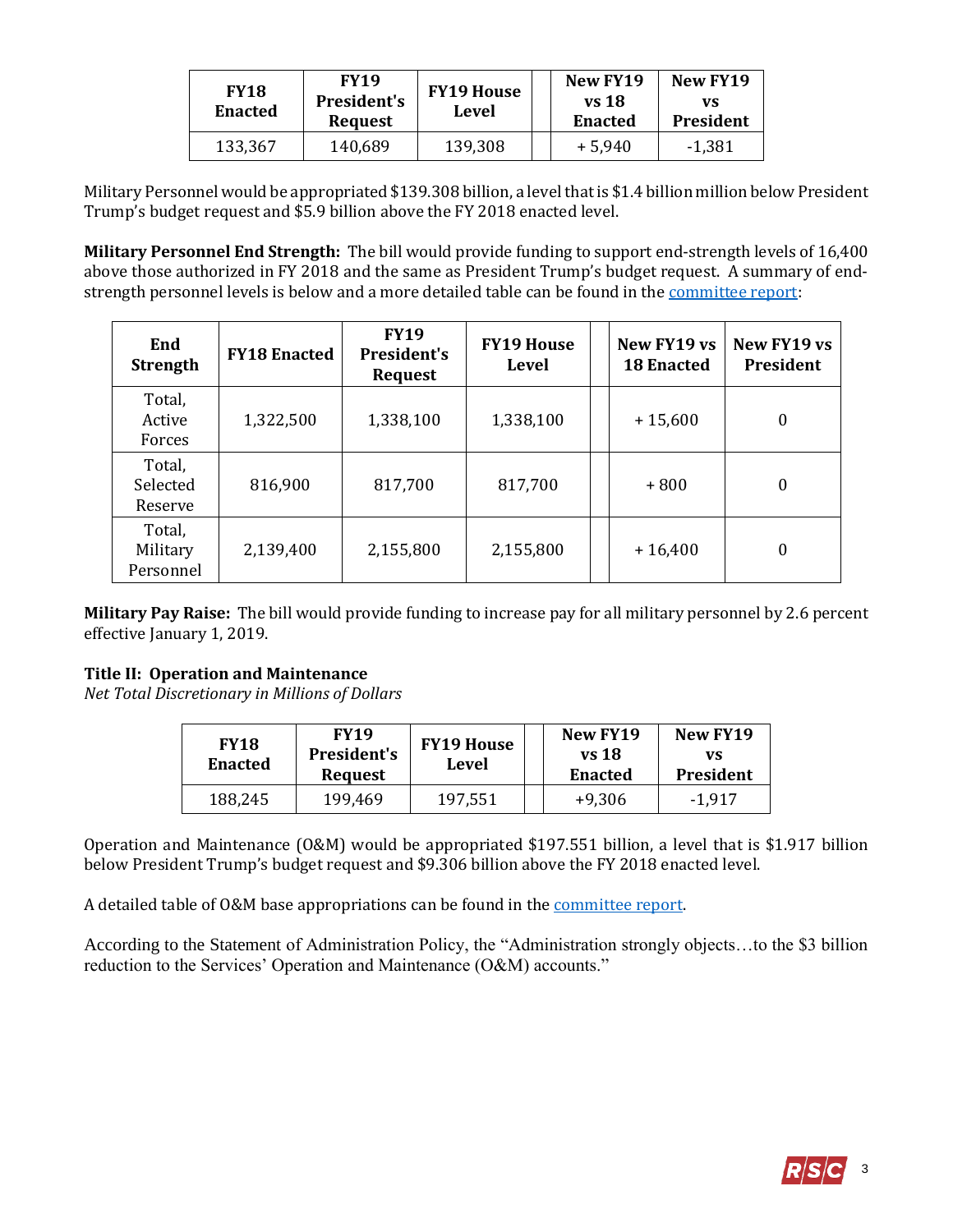| FY18 Enacted | FY19 President's Request | FY19 House Level | | New FY19 vs 18 Enacted | New FY19 vs President |
|---|---|---|---|---|---|
| 133,367 | 140,689 | 139,308 | | + 5,940 | -1,381 |

Military Personnel would be appropriated $139.308 billion, a level that is $1.4 billion million below President Trump's budget request and $5.9 billion above the FY 2018 enacted level.

**Military Personnel End Strength:** The bill would provide funding to support end-strength levels of 16,400 above those authorized in FY 2018 and the same as President Trump's budget request. A summary of end-strength personnel levels is below and a more detailed table can be found in the committee report:

| End Strength | FY18 Enacted | FY19 President's Request | FY19 House Level | | New FY19 vs 18 Enacted | New FY19 vs President |
|---|---|---|---|---|---|---|
| Total, Active Forces | 1,322,500 | 1,338,100 | 1,338,100 | | + 15,600 | 0 |
| Total, Selected Reserve | 816,900 | 817,700 | 817,700 | | + 800 | 0 |
| Total, Military Personnel | 2,139,400 | 2,155,800 | 2,155,800 | | + 16,400 | 0 |

**Military Pay Raise:** The bill would provide funding to increase pay for all military personnel by 2.6 percent effective January 1, 2019.

**Title II: Operation and Maintenance**
*Net Total Discretionary in Millions of Dollars*

| FY18 Enacted | FY19 President's Request | FY19 House Level | | New FY19 vs 18 Enacted | New FY19 vs President |
|---|---|---|---|---|---|
| 188,245 | 199,469 | 197,551 | | +9,306 | -1,917 |

Operation and Maintenance (O&M) would be appropriated $197.551 billion, a level that is $1.917 billion below President Trump's budget request and $9.306 billion above the FY 2018 enacted level.

A detailed table of O&M base appropriations can be found in the committee report.

According to the Statement of Administration Policy, the "Administration strongly objects…to the $3 billion reduction to the Services' Operation and Maintenance (O&M) accounts."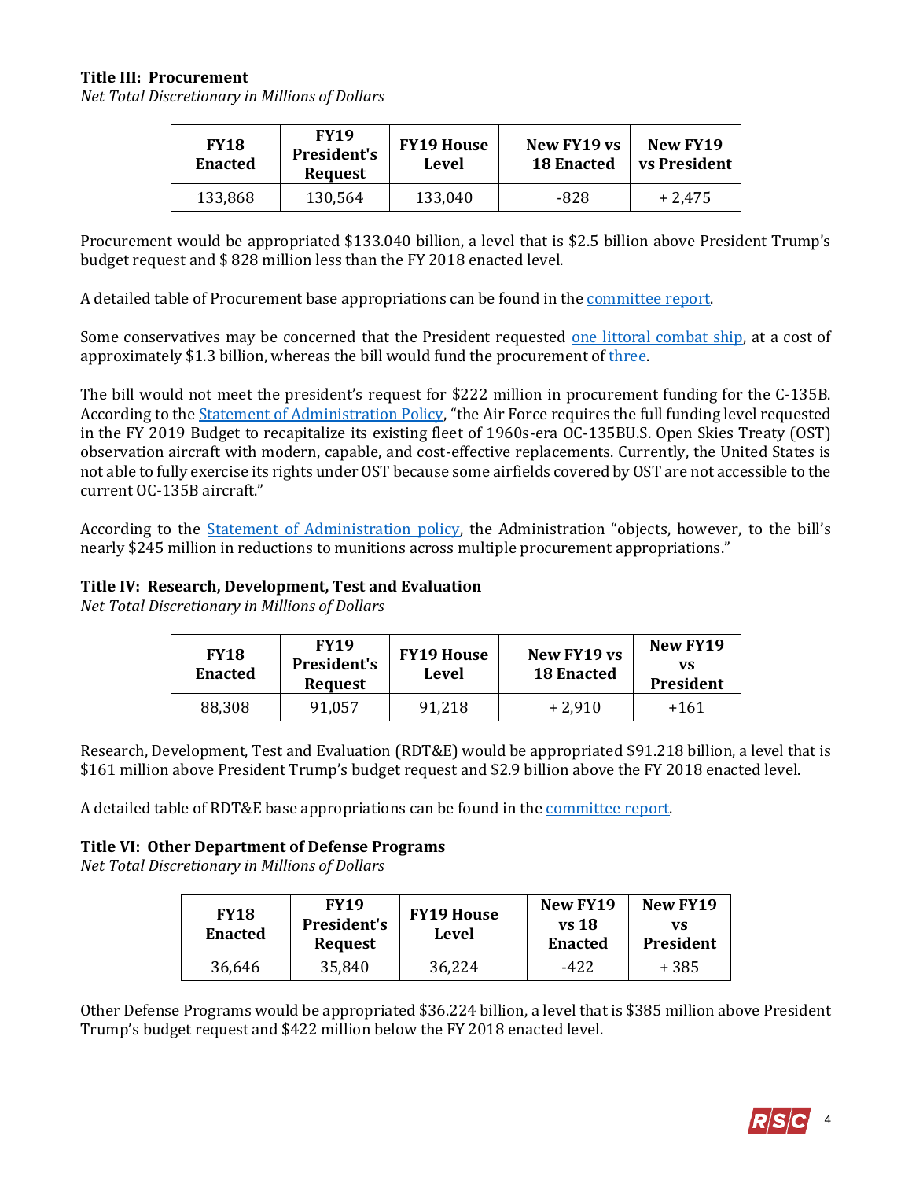**Title III: Procurement**
*Net Total Discretionary in Millions of Dollars*

| FY18 Enacted | FY19 President's Request | FY19 House Level | | New FY19 vs 18 Enacted | New FY19 vs President |
|---|---|---|---|---|---|
| 133,868 | 130,564 | 133,040 | | -828 | + 2,475 |

Procurement would be appropriated $133.040 billion, a level that is $2.5 billion above President Trump's budget request and $ 828 million less than the FY 2018 enacted level.

A detailed table of Procurement base appropriations can be found in the committee report.

Some conservatives may be concerned that the President requested one littoral combat ship, at a cost of approximately $1.3 billion, whereas the bill would fund the procurement of three.

The bill would not meet the president's request for $222 million in procurement funding for the C-135B. According to the Statement of Administration Policy, "the Air Force requires the full funding level requested in the FY 2019 Budget to recapitalize its existing fleet of 1960s-era OC-135BU.S. Open Skies Treaty (OST) observation aircraft with modern, capable, and cost-effective replacements. Currently, the United States is not able to fully exercise its rights under OST because some airfields covered by OST are not accessible to the current OC-135B aircraft."

According to the Statement of Administration policy, the Administration "objects, however, to the bill's nearly $245 million in reductions to munitions across multiple procurement appropriations."

**Title IV: Research, Development, Test and Evaluation**
*Net Total Discretionary in Millions of Dollars*

| FY18 Enacted | FY19 President's Request | FY19 House Level | | New FY19 vs 18 Enacted | New FY19 vs President |
|---|---|---|---|---|---|
| 88,308 | 91,057 | 91,218 | | + 2,910 | +161 |

Research, Development, Test and Evaluation (RDT&E) would be appropriated $91.218 billion, a level that is $161 million above President Trump's budget request and $2.9 billion above the FY 2018 enacted level.

A detailed table of RDT&E base appropriations can be found in the committee report.

**Title VI: Other Department of Defense Programs**
*Net Total Discretionary in Millions of Dollars*

| FY18 Enacted | FY19 President's Request | FY19 House Level | | New FY19 vs 18 Enacted | New FY19 vs President |
|---|---|---|---|---|---|
| 36,646 | 35,840 | 36,224 | | -422 | + 385 |

Other Defense Programs would be appropriated $36.224 billion, a level that is $385 million above President Trump's budget request and $422 million below the FY 2018 enacted level.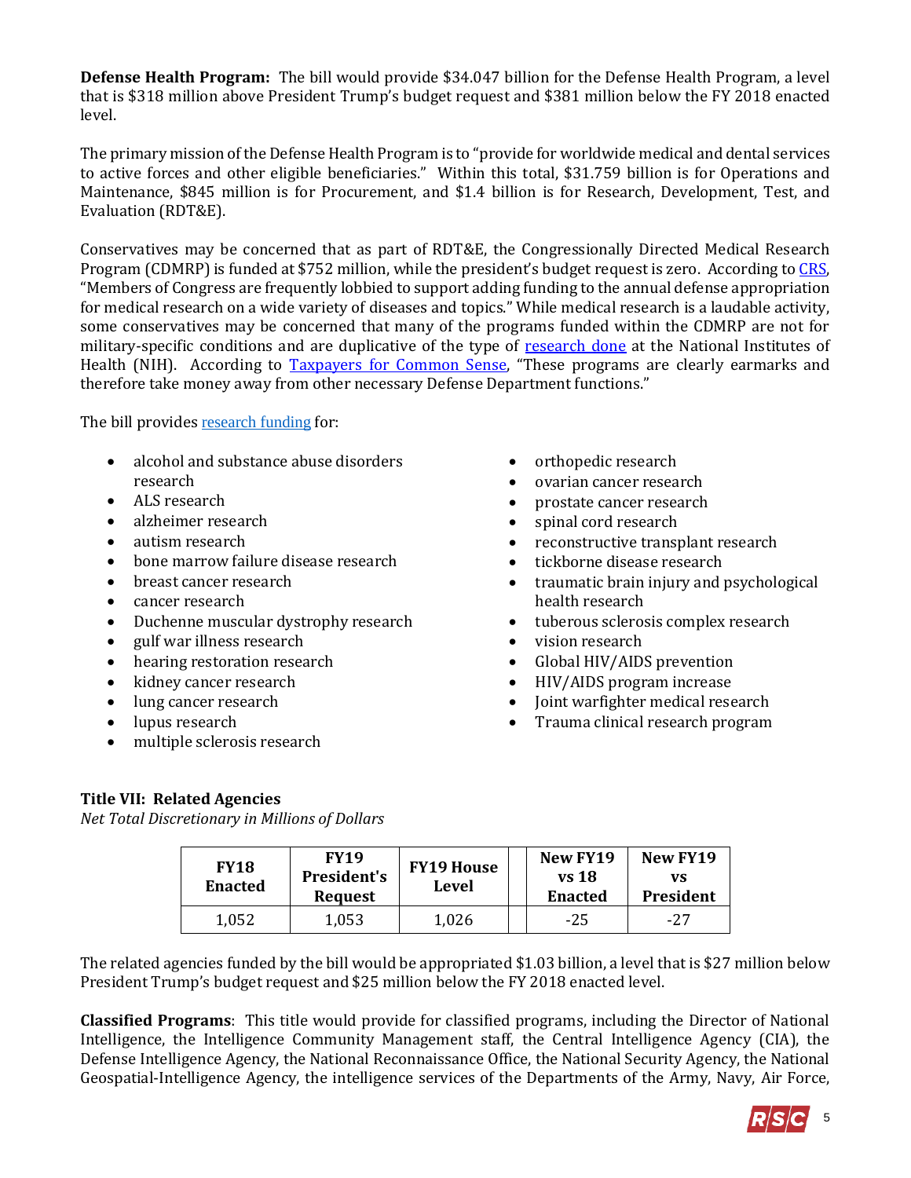**Defense Health Program:** The bill would provide $34.047 billion for the Defense Health Program, a level that is $318 million above President Trump's budget request and $381 million below the FY 2018 enacted level.

The primary mission of the Defense Health Program is to "provide for worldwide medical and dental services to active forces and other eligible beneficiaries." Within this total, $31.759 billion is for Operations and Maintenance, $845 million is for Procurement, and $1.4 billion is for Research, Development, Test, and Evaluation (RDT&E).

Conservatives may be concerned that as part of RDT&E, the Congressionally Directed Medical Research Program (CDMRP) is funded at $752 million, while the president's budget request is zero. According to CRS, "Members of Congress are frequently lobbied to support adding funding to the annual defense appropriation for medical research on a wide variety of diseases and topics." While medical research is a laudable activity, some conservatives may be concerned that many of the programs funded within the CDMRP are not for military-specific conditions and are duplicative of the type of research done at the National Institutes of Health (NIH). According to Taxpayers for Common Sense, "These programs are clearly earmarks and therefore take money away from other necessary Defense Department functions."

The bill provides research funding for:

- alcohol and substance abuse disorders research
- ALS research
- alzheimer research
- autism research
- bone marrow failure disease research
- breast cancer research
- cancer research
- Duchenne muscular dystrophy research
- gulf war illness research
- hearing restoration research
- kidney cancer research
- lung cancer research
- lupus research
- multiple sclerosis research
- orthopedic research
- ovarian cancer research
- prostate cancer research
- spinal cord research
- reconstructive transplant research
- tickborne disease research
- traumatic brain injury and psychological health research
- tuberous sclerosis complex research
- vision research
- Global HIV/AIDS prevention
- HIV/AIDS program increase
- Joint warfighter medical research
- Trauma clinical research program

### Title VII: Related Agencies

*Net Total Discretionary in Millions of Dollars*

| FY18 Enacted | FY19 President's Request | FY19 House Level | | New FY19 vs 18 Enacted | New FY19 vs President |
|---|---|---|---|---|---|
| 1,052 | 1,053 | 1,026 | | -25 | -27 |

The related agencies funded by the bill would be appropriated $1.03 billion, a level that is $27 million below President Trump's budget request and $25 million below the FY 2018 enacted level.

**Classified Programs**: This title would provide for classified programs, including the Director of National Intelligence, the Intelligence Community Management staff, the Central Intelligence Agency (CIA), the Defense Intelligence Agency, the National Reconnaissance Office, the National Security Agency, the National Geospatial-Intelligence Agency, the intelligence services of the Departments of the Army, Navy, Air Force,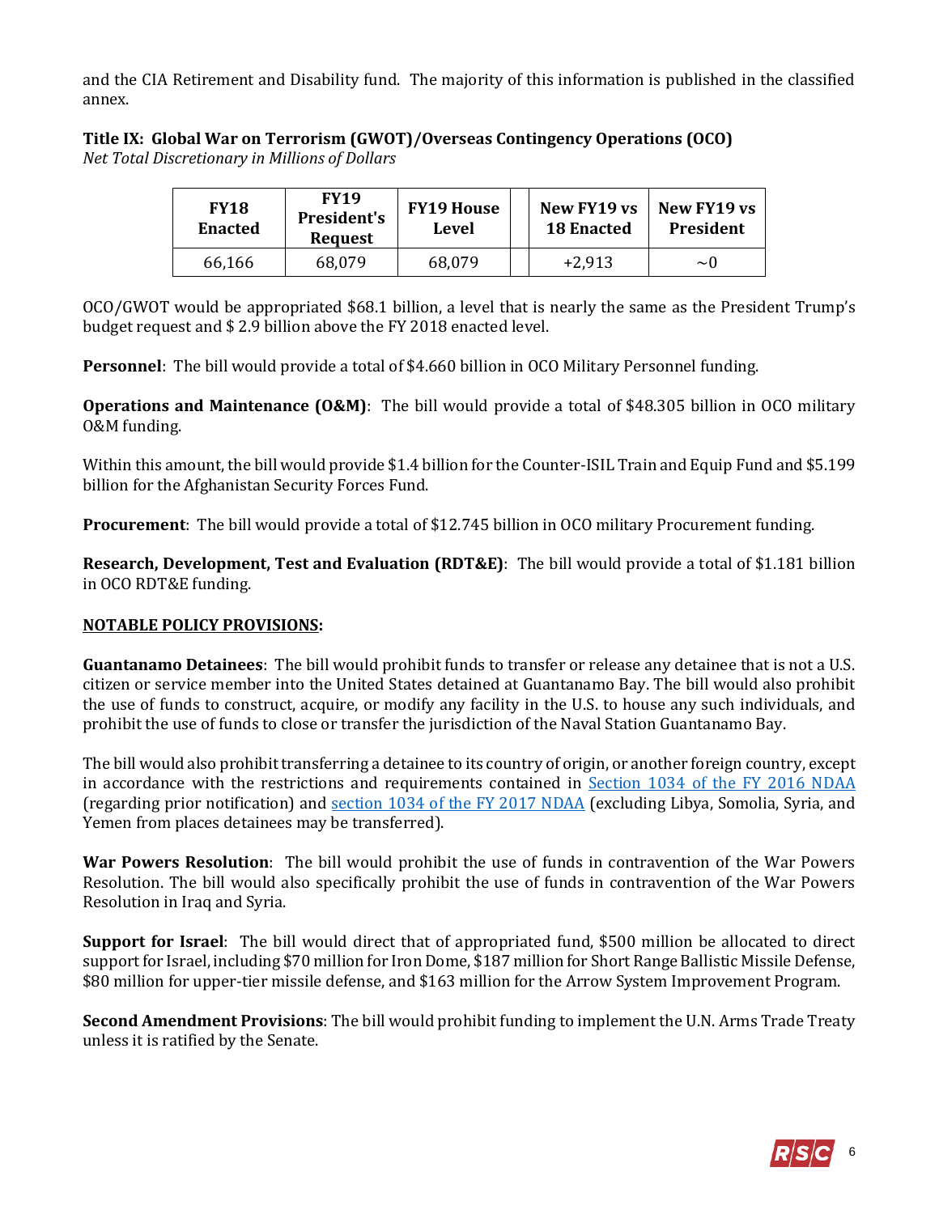and the CIA Retirement and Disability fund. The majority of this information is published in the classified annex.

**Title IX: Global War on Terrorism (GWOT)/Overseas Contingency Operations (OCO)**
*Net Total Discretionary in Millions of Dollars*

| FY18 Enacted | FY19 President's Request | FY19 House Level | | New FY19 vs 18 Enacted | New FY19 vs President |
|---|---|---|---|---|---|
| 66,166 | 68,079 | 68,079 | | +2,913 | ~0 |

OCO/GWOT would be appropriated $68.1 billion, a level that is nearly the same as the President Trump's budget request and $ 2.9 billion above the FY 2018 enacted level.

**Personnel**: The bill would provide a total of $4.660 billion in OCO Military Personnel funding.

**Operations and Maintenance (O&M)**: The bill would provide a total of $48.305 billion in OCO military O&M funding.

Within this amount, the bill would provide $1.4 billion for the Counter-ISIL Train and Equip Fund and $5.199 billion for the Afghanistan Security Forces Fund.

**Procurement**: The bill would provide a total of $12.745 billion in OCO military Procurement funding.

**Research, Development, Test and Evaluation (RDT&E)**: The bill would provide a total of $1.181 billion in OCO RDT&E funding.

**NOTABLE POLICY PROVISIONS:**

**Guantanamo Detainees**: The bill would prohibit funds to transfer or release any detainee that is not a U.S. citizen or service member into the United States detained at Guantanamo Bay. The bill would also prohibit the use of funds to construct, acquire, or modify any facility in the U.S. to house any such individuals, and prohibit the use of funds to close or transfer the jurisdiction of the Naval Station Guantanamo Bay.

The bill would also prohibit transferring a detainee to its country of origin, or another foreign country, except in accordance with the restrictions and requirements contained in Section 1034 of the FY 2016 NDAA (regarding prior notification) and section 1034 of the FY 2017 NDAA (excluding Libya, Somolia, Syria, and Yemen from places detainees may be transferred).

**War Powers Resolution**: The bill would prohibit the use of funds in contravention of the War Powers Resolution. The bill would also specifically prohibit the use of funds in contravention of the War Powers Resolution in Iraq and Syria.

**Support for Israel**: The bill would direct that of appropriated fund, $500 million be allocated to direct support for Israel, including $70 million for Iron Dome, $187 million for Short Range Ballistic Missile Defense, $80 million for upper-tier missile defense, and $163 million for the Arrow System Improvement Program.

**Second Amendment Provisions**: The bill would prohibit funding to implement the U.N. Arms Trade Treaty unless it is ratified by the Senate.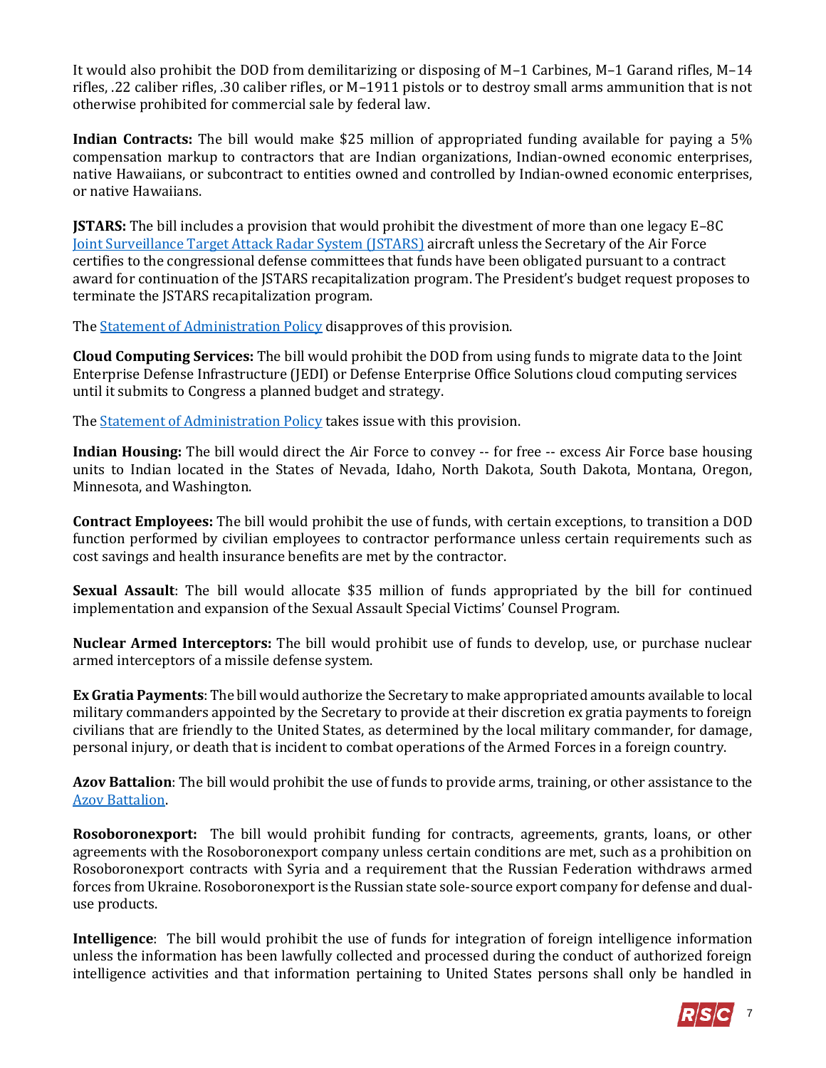It would also prohibit the DOD from demilitarizing or disposing of M–1 Carbines, M–1 Garand rifles, M–14 rifles, .22 caliber rifles, .30 caliber rifles, or M–1911 pistols or to destroy small arms ammunition that is not otherwise prohibited for commercial sale by federal law.

**Indian Contracts:** The bill would make $25 million of appropriated funding available for paying a 5% compensation markup to contractors that are Indian organizations, Indian-owned economic enterprises, native Hawaiians, or subcontract to entities owned and controlled by Indian-owned economic enterprises, or native Hawaiians.

**JSTARS:** The bill includes a provision that would prohibit the divestment of more than one legacy E–8C [Joint Surveillance Target Attack Radar System (JSTARS)](#) aircraft unless the Secretary of the Air Force certifies to the congressional defense committees that funds have been obligated pursuant to a contract award for continuation of the JSTARS recapitalization program. The President's budget request proposes to terminate the JSTARS recapitalization program.

The [Statement of Administration Policy](#) disapproves of this provision.

**Cloud Computing Services:** The bill would prohibit the DOD from using funds to migrate data to the Joint Enterprise Defense Infrastructure (JEDI) or Defense Enterprise Office Solutions cloud computing services until it submits to Congress a planned budget and strategy.

The [Statement of Administration Policy](#) takes issue with this provision.

**Indian Housing:** The bill would direct the Air Force to convey -- for free -- excess Air Force base housing units to Indian located in the States of Nevada, Idaho, North Dakota, South Dakota, Montana, Oregon, Minnesota, and Washington.

**Contract Employees:** The bill would prohibit the use of funds, with certain exceptions, to transition a DOD function performed by civilian employees to contractor performance unless certain requirements such as cost savings and health insurance benefits are met by the contractor.

**Sexual Assault**: The bill would allocate $35 million of funds appropriated by the bill for continued implementation and expansion of the Sexual Assault Special Victims' Counsel Program.

**Nuclear Armed Interceptors:** The bill would prohibit use of funds to develop, use, or purchase nuclear armed interceptors of a missile defense system.

**Ex Gratia Payments**: The bill would authorize the Secretary to make appropriated amounts available to local military commanders appointed by the Secretary to provide at their discretion ex gratia payments to foreign civilians that are friendly to the United States, as determined by the local military commander, for damage, personal injury, or death that is incident to combat operations of the Armed Forces in a foreign country.

**Azov Battalion**: The bill would prohibit the use of funds to provide arms, training, or other assistance to the [Azov Battalion](#).

**Rosoboronexport:** The bill would prohibit funding for contracts, agreements, grants, loans, or other agreements with the Rosoboronexport company unless certain conditions are met, such as a prohibition on Rosoboronexport contracts with Syria and a requirement that the Russian Federation withdraws armed forces from Ukraine. Rosoboronexport is the Russian state sole-source export company for defense and dual-use products.

**Intelligence**: The bill would prohibit the use of funds for integration of foreign intelligence information unless the information has been lawfully collected and processed during the conduct of authorized foreign intelligence activities and that information pertaining to United States persons shall only be handled in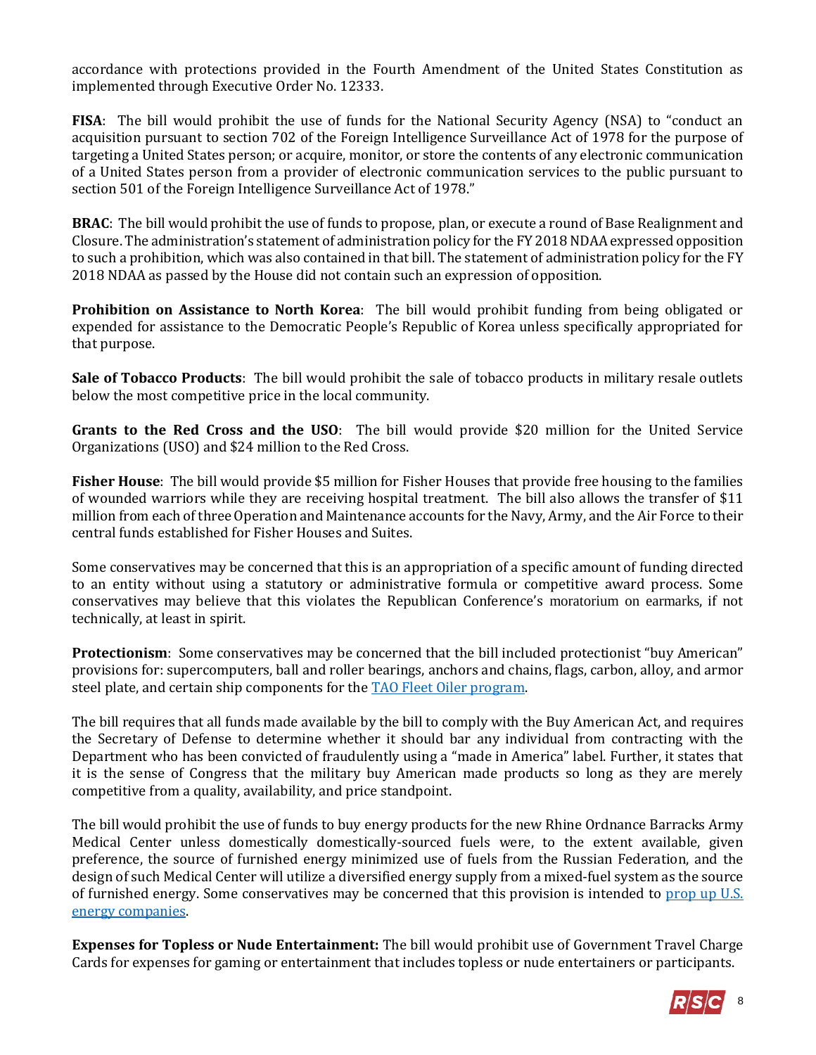accordance with protections provided in the Fourth Amendment of the United States Constitution as implemented through Executive Order No. 12333.

**FISA**: The bill would prohibit the use of funds for the National Security Agency (NSA) to "conduct an acquisition pursuant to section 702 of the Foreign Intelligence Surveillance Act of 1978 for the purpose of targeting a United States person; or acquire, monitor, or store the contents of any electronic communication of a United States person from a provider of electronic communication services to the public pursuant to section 501 of the Foreign Intelligence Surveillance Act of 1978."

**BRAC**: The bill would prohibit the use of funds to propose, plan, or execute a round of Base Realignment and Closure. The administration's statement of administration policy for the FY 2018 NDAA expressed opposition to such a prohibition, which was also contained in that bill. The statement of administration policy for the FY 2018 NDAA as passed by the House did not contain such an expression of opposition.

**Prohibition on Assistance to North Korea**: The bill would prohibit funding from being obligated or expended for assistance to the Democratic People's Republic of Korea unless specifically appropriated for that purpose.

**Sale of Tobacco Products**: The bill would prohibit the sale of tobacco products in military resale outlets below the most competitive price in the local community.

**Grants to the Red Cross and the USO**: The bill would provide $20 million for the United Service Organizations (USO) and $24 million to the Red Cross.

**Fisher House**: The bill would provide $5 million for Fisher Houses that provide free housing to the families of wounded warriors while they are receiving hospital treatment. The bill also allows the transfer of $11 million from each of three Operation and Maintenance accounts for the Navy, Army, and the Air Force to their central funds established for Fisher Houses and Suites.

Some conservatives may be concerned that this is an appropriation of a specific amount of funding directed to an entity without using a statutory or administrative formula or competitive award process. Some conservatives may believe that this violates the Republican Conference's moratorium on earmarks, if not technically, at least in spirit.

**Protectionism**: Some conservatives may be concerned that the bill included protectionist "buy American" provisions for: supercomputers, ball and roller bearings, anchors and chains, flags, carbon, alloy, and armor steel plate, and certain ship components for the [TAO Fleet Oiler program](#).

The bill requires that all funds made available by the bill to comply with the Buy American Act, and requires the Secretary of Defense to determine whether it should bar any individual from contracting with the Department who has been convicted of fraudulently using a "made in America" label. Further, it states that it is the sense of Congress that the military buy American made products so long as they are merely competitive from a quality, availability, and price standpoint.

The bill would prohibit the use of funds to buy energy products for the new Rhine Ordnance Barracks Army Medical Center unless domestically domestically-sourced fuels were, to the extent available, given preference, the source of furnished energy minimized use of fuels from the Russian Federation, and the design of such Medical Center will utilize a diversified energy supply from a mixed-fuel system as the source of furnished energy. Some conservatives may be concerned that this provision is intended to [prop up U.S. energy companies](#).

**Expenses for Topless or Nude Entertainment:** The bill would prohibit use of Government Travel Charge Cards for expenses for gaming or entertainment that includes topless or nude entertainers or participants.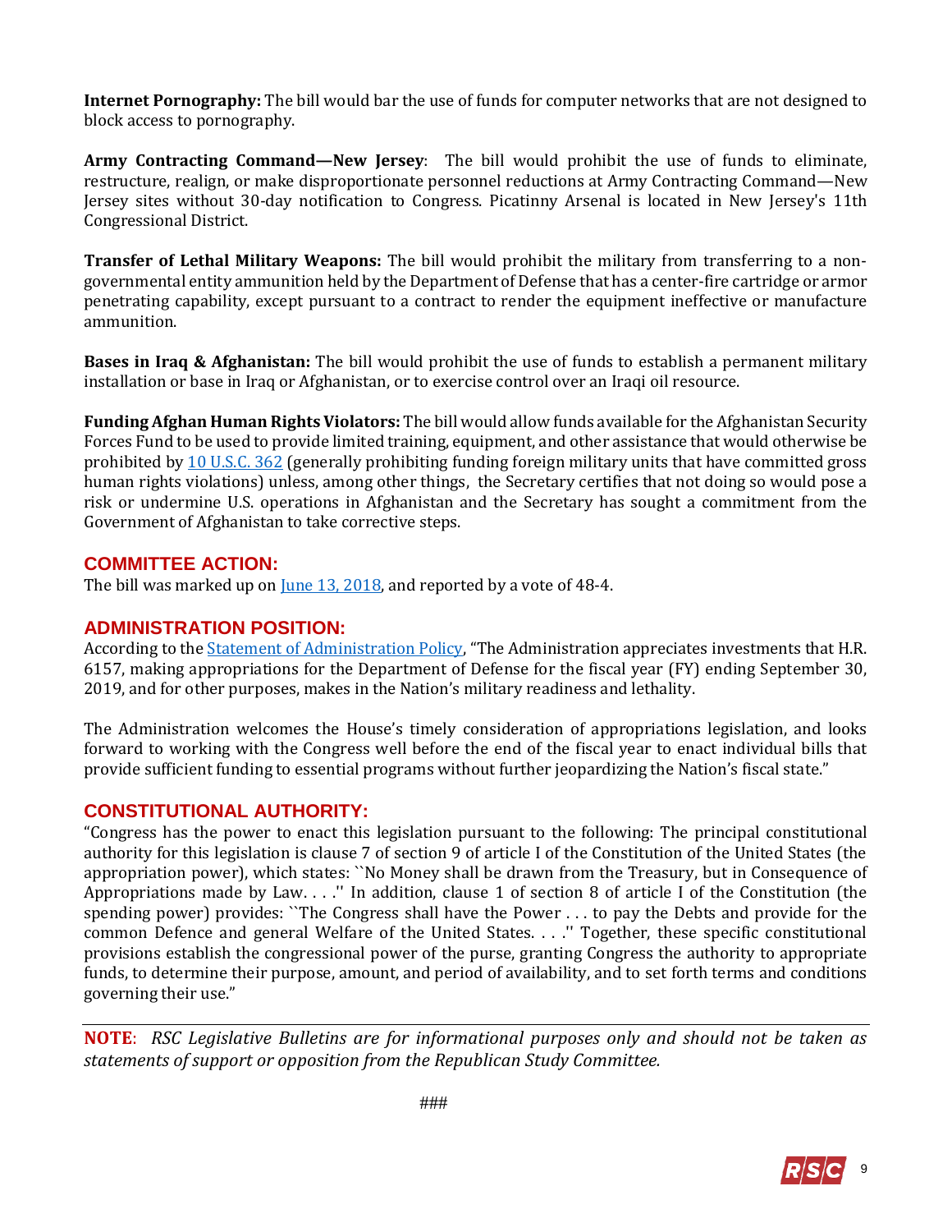**Internet Pornography:** The bill would bar the use of funds for computer networks that are not designed to block access to pornography.

**Army Contracting Command—New Jersey**: The bill would prohibit the use of funds to eliminate, restructure, realign, or make disproportionate personnel reductions at Army Contracting Command—New Jersey sites without 30-day notification to Congress. Picatinny Arsenal is located in New Jersey's 11th Congressional District.

**Transfer of Lethal Military Weapons:** The bill would prohibit the military from transferring to a non-governmental entity ammunition held by the Department of Defense that has a center-fire cartridge or armor penetrating capability, except pursuant to a contract to render the equipment ineffective or manufacture ammunition.

**Bases in Iraq & Afghanistan:** The bill would prohibit the use of funds to establish a permanent military installation or base in Iraq or Afghanistan, or to exercise control over an Iraqi oil resource.

**Funding Afghan Human Rights Violators:** The bill would allow funds available for the Afghanistan Security Forces Fund to be used to provide limited training, equipment, and other assistance that would otherwise be prohibited by 10 U.S.C. 362 (generally prohibiting funding foreign military units that have committed gross human rights violations) unless, among other things, the Secretary certifies that not doing so would pose a risk or undermine U.S. operations in Afghanistan and the Secretary has sought a commitment from the Government of Afghanistan to take corrective steps.

## COMMITTEE ACTION:

The bill was marked up on June 13, 2018, and reported by a vote of 48-4.

## ADMINISTRATION POSITION:

According to the Statement of Administration Policy, "The Administration appreciates investments that H.R. 6157, making appropriations for the Department of Defense for the fiscal year (FY) ending September 30, 2019, and for other purposes, makes in the Nation's military readiness and lethality.

The Administration welcomes the House's timely consideration of appropriations legislation, and looks forward to working with the Congress well before the end of the fiscal year to enact individual bills that provide sufficient funding to essential programs without further jeopardizing the Nation's fiscal state."

## CONSTITUTIONAL AUTHORITY:

"Congress has the power to enact this legislation pursuant to the following: The principal constitutional authority for this legislation is clause 7 of section 9 of article I of the Constitution of the United States (the appropriation power), which states: ``No Money shall be drawn from the Treasury, but in Consequence of Appropriations made by Law. . . .'' In addition, clause 1 of section 8 of article I of the Constitution (the spending power) provides: ``The Congress shall have the Power . . . to pay the Debts and provide for the common Defence and general Welfare of the United States. . . .'' Together, these specific constitutional provisions establish the congressional power of the purse, granting Congress the authority to appropriate funds, to determine their purpose, amount, and period of availability, and to set forth terms and conditions governing their use."

---

**NOTE**: *RSC Legislative Bulletins are for informational purposes only and should not be taken as statements of support or opposition from the Republican Study Committee.*

###